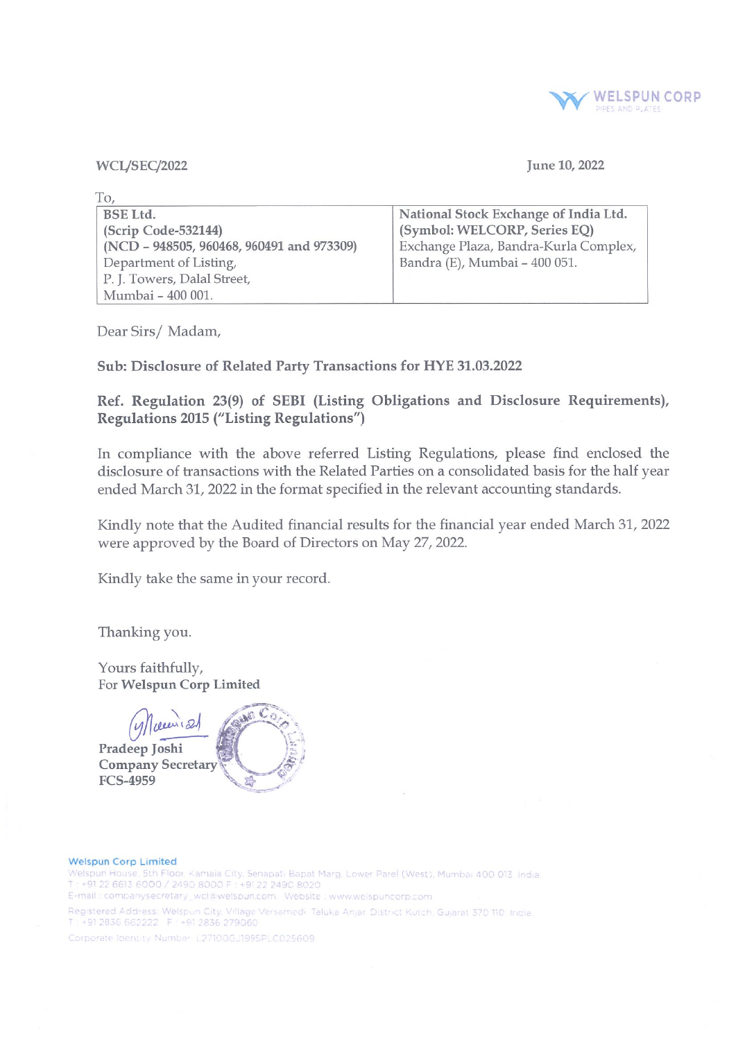WELSPUN CORP
PIPES AND PLATES

WCL/SEC/2022

June 10, 2022

To,

| **BSE Ltd.**<br>**(Scrip Code-532144)**<br>**(NCD – 948505, 960468, 960491 and 973309)**<br>Department of Listing,<br>P. J. Towers, Dalal Street,<br>Mumbai – 400 001. | **National Stock Exchange of India Ltd.**<br>**(Symbol: WELCORP, Series EQ)**<br>Exchange Plaza, Bandra-Kurla Complex,<br>Bandra (E), Mumbai – 400 051. |
|---|---|

Dear Sirs/ Madam,

**Sub: Disclosure of Related Party Transactions for HYE 31.03.2022**

**Ref. Regulation 23(9) of SEBI (Listing Obligations and Disclosure Requirements), Regulations 2015 ("Listing Regulations")**

In compliance with the above referred Listing Regulations, please find enclosed the disclosure of transactions with the Related Parties on a consolidated basis for the half year ended March 31, 2022 in the format specified in the relevant accounting standards.

Kindly note that the Audited financial results for the financial year ended March 31, 2022 were approved by the Board of Directors on May 27, 2022.

Kindly take the same in your record.

Thanking you.

Yours faithfully,
For **Welspun Corp Limited**

**Pradeep Joshi**
**Company Secretary**
**FCS-4959**

**Welspun Corp Limited**
Welspun House, 5th Floor, Kamala City, Senapati Bapat Marg, Lower Parel (West), Mumbai 400 013, India
T : +91 22 6613 6000 / 2490 8000 F : +91 22 2490 8020
E-mail : companysecretary_wcl@welspun.com Website : www.welspuncorp.com
Registered Address: Welspun City, Village Versamedi, Taluka Anjar, District Kutch, Gujarat 370 110, India.
T : +91 2836 662222 F : +91 2836 279060
Corporate Identity Number: L27100GJ1995PLC025609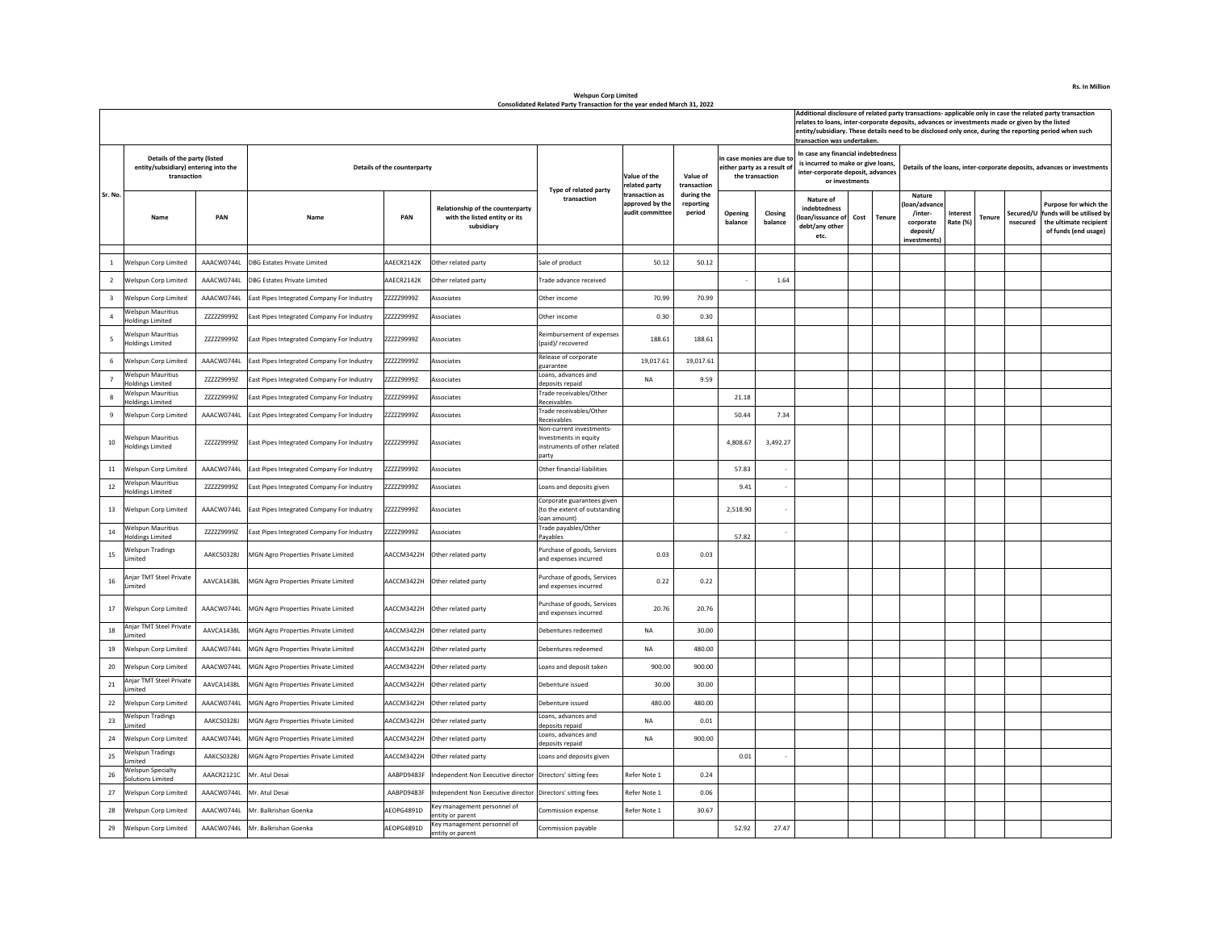Rs. In Million

**Welspun Corp Limited**
**Consolidated Related Party Transaction for the year ended March 31, 2022**

| Sr. No. | Details of the party (listed entity/subsidiary) entering into the transaction | | Details of the counterparty | | | Type of related party transaction | Value of the related party transaction as approved by the audit committee | Value of transaction during the reporting period | In case monies are due to either party as a result of the transaction | | Additional disclosure of related party transactions- applicable only in case the related party transaction relates to loans, inter-corporate deposits, advances or investments made or given by the listed entity/subsidiary. These details need to be disclosed only once, during the reporting period when such transaction was undertaken. | | | | | | | |
|---|---|---|---|---|---|---|---|---|---|---|---|---|---|---|---|---|---|---|
| | | | | | | | | | | | In case any financial indebtedness is incurred to make or give loans, inter-corporate deposit, advances or investments | | | Details of the loans, inter-corporate deposits, advances or investments | | | | |
| | Name | PAN | Name | PAN | Relationship of the counterparty with the listed entity or its subsidiary | | | | Opening balance | Closing balance | Nature of indebtedness (loan/issuance of debt/any other etc. | Cost | Tenure | Nature (loan/advance /inter-corporate deposit/ investments) | Interest Rate (%) | Tenure | Secured/Unsecured | Purpose for which the funds will be utilised by the ultimate recipient of funds (end usage) |
| 1 | Welspun Corp Limited | AAACW0744L | DBG Estates Private Limited | AAECR2142K | Other related party | Sale of product | 50.12 | 50.12 | | | | | | | | | | |
| 2 | Welspun Corp Limited | AAACW0744L | DBG Estates Private Limited | AAECR2142K | Other related party | Trade advance received | | | - | 1.64 | | | | | | | | |
| 3 | Welspun Corp Limited | AAACW0744L | East Pipes Integrated Company For Industry | ZZZZZ9999Z | Associates | Other income | 70.99 | 70.99 | | | | | | | | | | |
| 4 | Welspun Mauritius Holdings Limited | ZZZZZ9999Z | East Pipes Integrated Company For Industry | ZZZZZ9999Z | Associates | Other income | 0.30 | 0.30 | | | | | | | | | | |
| 5 | Welspun Mauritius Holdings Limited | ZZZZZ9999Z | East Pipes Integrated Company For Industry | ZZZZZ9999Z | Associates | Reimbursement of expenses (paid)/ recovered | 188.61 | 188.61 | | | | | | | | | | |
| 6 | Welspun Corp Limited | AAACW0744L | East Pipes Integrated Company For Industry | ZZZZZ9999Z | Associates | Release of corporate guarantee | 19,017.61 | 19,017.61 | | | | | | | | | | |
| 7 | Welspun Mauritius Holdings Limited | ZZZZZ9999Z | East Pipes Integrated Company For Industry | ZZZZZ9999Z | Associates | Loans, advances and deposits repaid | NA | 9.59 | | | | | | | | | | |
| 8 | Welspun Mauritius Holdings Limited | ZZZZZ9999Z | East Pipes Integrated Company For Industry | ZZZZZ9999Z | Associates | Trade receivables/Other Receivables | | | 21.18 | | | | | | | | | |
| 9 | Welspun Corp Limited | AAACW0744L | East Pipes Integrated Company For Industry | ZZZZZ9999Z | Associates | Trade receivables/Other Receivables | | | 50.44 | 7.34 | | | | | | | | |
| 10 | Welspun Mauritius Holdings Limited | ZZZZZ9999Z | East Pipes Integrated Company For Industry | ZZZZZ9999Z | Associates | Non-current investments-Investments in equity instruments of other related party | | | 4,808.67 | 3,492.27 | | | | | | | | |
| 11 | Welspun Corp Limited | AAACW0744L | East Pipes Integrated Company For Industry | ZZZZZ9999Z | Associates | Other financial liabilities | | | 57.83 | - | | | | | | | | |
| 12 | Welspun Mauritius Holdings Limited | ZZZZZ9999Z | East Pipes Integrated Company For Industry | ZZZZZ9999Z | Associates | Loans and deposits given | | | 9.41 | - | | | | | | | | |
| 13 | Welspun Corp Limited | AAACW0744L | East Pipes Integrated Company For Industry | ZZZZZ9999Z | Associates | Corporate guarantees given (to the extent of outstanding loan amount) | | | 2,518.90 | - | | | | | | | | |
| 14 | Welspun Mauritius Holdings Limited | ZZZZZ9999Z | East Pipes Integrated Company For Industry | ZZZZZ9999Z | Associates | Trade payables/Other Payables | | | 57.82 | - | | | | | | | | |
| 15 | Welspun Tradings Limited | AAKCS0328J | MGN Agro Properties Private Limited | AACCM3422H | Other related party | Purchase of goods, Services and expenses incurred | 0.03 | 0.03 | | | | | | | | | | |
| 16 | Anjar TMT Steel Private Limited | AAVCA1438L | MGN Agro Properties Private Limited | AACCM3422H | Other related party | Purchase of goods, Services and expenses incurred | 0.22 | 0.22 | | | | | | | | | | |
| 17 | Welspun Corp Limited | AAACW0744L | MGN Agro Properties Private Limited | AACCM3422H | Other related party | Purchase of goods, Services and expenses incurred | 20.76 | 20.76 | | | | | | | | | | |
| 18 | Anjar TMT Steel Private Limited | AAVCA1438L | MGN Agro Properties Private Limited | AACCM3422H | Other related party | Debentures redeemed | NA | 30.00 | | | | | | | | | | |
| 19 | Welspun Corp Limited | AAACW0744L | MGN Agro Properties Private Limited | AACCM3422H | Other related party | Debentures redeemed | NA | 480.00 | | | | | | | | | | |
| 20 | Welspun Corp Limited | AAACW0744L | MGN Agro Properties Private Limited | AACCM3422H | Other related party | Loans and deposit taken | 900.00 | 900.00 | | | | | | | | | | |
| 21 | Anjar TMT Steel Private Limited | AAVCA1438L | MGN Agro Properties Private Limited | AACCM3422H | Other related party | Debenture issued | 30.00 | 30.00 | | | | | | | | | | |
| 22 | Welspun Corp Limited | AAACW0744L | MGN Agro Properties Private Limited | AACCM3422H | Other related party | Debenture issued | 480.00 | 480.00 | | | | | | | | | | |
| 23 | Welspun Tradings Limited | AAKCS0328J | MGN Agro Properties Private Limited | AACCM3422H | Other related party | Loans, advances and deposits repaid | NA | 0.01 | | | | | | | | | | |
| 24 | Welspun Corp Limited | AAACW0744L | MGN Agro Properties Private Limited | AACCM3422H | Other related party | Loans, advances and deposits repaid | NA | 900.00 | | | | | | | | | | |
| 25 | Welspun Tradings Limited | AAKCS0328J | MGN Agro Properties Private Limited | AACCM3422H | Other related party | Loans and deposits given | | | 0.01 | - | | | | | | | | |
| 26 | Welspun Specialty Solutions Limited | AAACR2121C | Mr. Atul Desai | AABPD9483F | Independent Non Executive director | Directors' sitting fees | Refer Note 1 | 0.24 | | | | | | | | | | |
| 27 | Welspun Corp Limited | AAACW0744L | Mr. Atul Desai | AABPD9483F | Independent Non Executive director | Directors' sitting fees | Refer Note 1 | 0.06 | | | | | | | | | | |
| 28 | Welspun Corp Limited | AAACW0744L | Mr. Balkrishan Goenka | AEOPG4891D | Key management personnel of entity or parent | Commission expense | Refer Note 1 | 30.67 | | | | | | | | | | |
| 29 | Welspun Corp Limited | AAACW0744L | Mr. Balkrishan Goenka | AEOPG4891D | Key management personnel of entity or parent | Commission payable | | | 52.92 | 27.47 | | | | | | | | |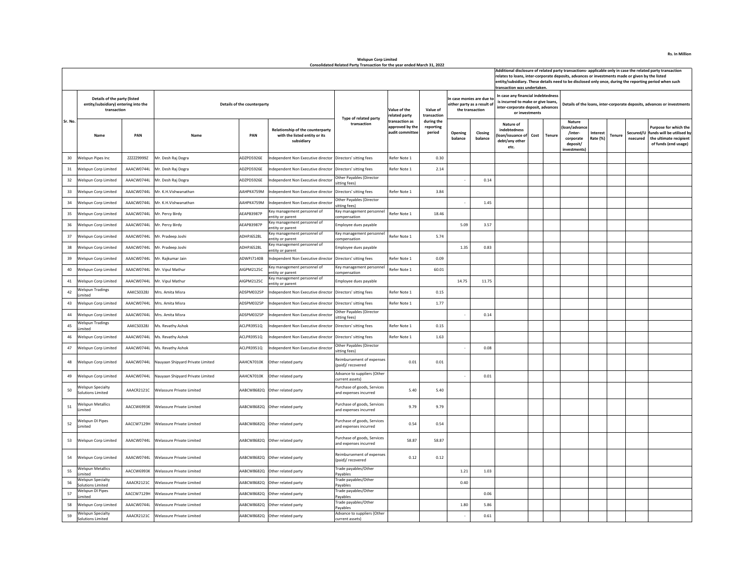Rs. In Million

**Welspun Corp Limited**
**Consolidated Related Party Transaction for the year ended March 31, 2022**

| Sr. No. | Details of the party (listed entity/subsidiary) entering into the transaction | | Details of the counterparty | | | Type of related party transaction | Value of the related party transaction as approved by the audit committee | Value of transaction during the reporting period | In case monies are due to either party as a result of the transaction | | Additional disclosure of related party transactions- applicable only in case the related party transaction relates to loans, inter-corporate deposits, advances or investments made or given by the listed entity/subsidiary. These details need to be disclosed only once, during the reporting period when such transaction was undertaken. In case any financial indebtedness is incurred to make or give loans, inter-corporate deposit, advances or investments | | | Details of the loans, inter-corporate deposits, advances or investments | | | | |
|---|---|---|---|---|---|---|---|---|---|---|---|---|---|---|---|---|---|---|
| | Name | PAN | Name | PAN | Relationship of the counterparty with the listed entity or its subsidiary | | | | Opening balance | Closing balance | Nature of indebtedness (loan/issuance of debt/any other etc. | Cost | Tenure | Nature (loan/advance /inter-corporate deposit/ investments) | Interest Rate (%) | Tenure | Secured/Unsecured | Purpose for which the funds will be utilised by the ultimate recipient of funds (end usage) |
| 30 | Welspun Pipes Inc | ZZZZZ9999Z | Mr. Desh Raj Dogra | ADZPD5926E | Independent Non Executive director | Directors' sitting fees | Refer Note 1 | 0.30 | | | | | | | | | | |
| 31 | Welspun Corp Limited | AAACW0744L | Mr. Desh Raj Dogra | ADZPD5926E | Independent Non Executive director | Directors' sitting fees | Refer Note 1 | 2.14 | | | | | | | | | | |
| 32 | Welspun Corp Limited | AAACW0744L | Mr. Desh Raj Dogra | ADZPD5926E | Independent Non Executive director | Other Payables (Director sitting fees) | | | - | 0.14 | | | | | | | | |
| 33 | Welspun Corp Limited | AAACW0744L | Mr. K.H.Vishwanathan | AAHPK4759M | Independent Non Executive director | Directors' sitting fees | Refer Note 1 | 3.84 | | | | | | | | | | |
| 34 | Welspun Corp Limited | AAACW0744L | Mr. K.H.Vishwanathan | AAHPK4759M | Independent Non Executive director | Other Payables (Director sitting fees) | | | - | 1.45 | | | | | | | | |
| 35 | Welspun Corp Limited | AAACW0744L | Mr. Percy Birdy | AEAPB3987P | Key management personnel of entity or parent | Key management personnel compensation | Refer Note 1 | 18.46 | | | | | | | | | | |
| 36 | Welspun Corp Limited | AAACW0744L | Mr. Percy Birdy | AEAPB3987P | Key management personnel of entity or parent | Employee dues payable | | | 5.09 | 3.57 | | | | | | | | |
| 37 | Welspun Corp Limited | AAACW0744L | Mr. Pradeep Joshi | ADHPJ6528L | Key management personnel of entity or parent | Key management personnel compensation | Refer Note 1 | 5.74 | | | | | | | | | | |
| 38 | Welspun Corp Limited | AAACW0744L | Mr. Pradeep Joshi | ADHPJ6528L | Key management personnel of entity or parent | Employee dues payable | | | 1.35 | 0.83 | | | | | | | | |
| 39 | Welspun Corp Limited | AAACW0744L | Mr. Rajkumar Jain | ADWPJ7140B | Independent Non Executive director | Directors' sitting fees | Refer Note 1 | 0.09 | | | | | | | | | | |
| 40 | Welspun Corp Limited | AAACW0744L | Mr. Vipul Mathur | AIGPM2125C | Key management personnel of entity or parent | Key management personnel compensation | Refer Note 1 | 60.01 | | | | | | | | | | |
| 41 | Welspun Corp Limited | AAACW0744L | Mr. Vipul Mathur | AIGPM2125C | Key management personnel of entity or parent | Employee dues payable | | | 14.75 | 11.75 | | | | | | | | |
| 42 | Welspun Tradings Limited | AAKCS0328J | Mrs. Amita Misra | ADSPM0325P | Independent Non Executive director | Directors' sitting fees | Refer Note 1 | 0.15 | | | | | | | | | | |
| 43 | Welspun Corp Limited | AAACW0744L | Mrs. Amita Misra | ADSPM0325P | Independent Non Executive director | Directors' sitting fees | Refer Note 1 | 1.77 | | | | | | | | | | |
| 44 | Welspun Corp Limited | AAACW0744L | Mrs. Amita Misra | ADSPM0325P | Independent Non Executive director | Other Payables (Director sitting fees) | | | - | 0.14 | | | | | | | | |
| 45 | Welspun Tradings Limited | AAKCS0328J | Ms. Revathy Ashok | ACLPR3951Q | Independent Non Executive director | Directors' sitting fees | Refer Note 1 | 0.15 | | | | | | | | | | |
| 46 | Welspun Corp Limited | AAACW0744L | Ms. Revathy Ashok | ACLPR3951Q | Independent Non Executive director | Directors' sitting fees | Refer Note 1 | 1.63 | | | | | | | | | | |
| 47 | Welspun Corp Limited | AAACW0744L | Ms. Revathy Ashok | ACLPR3951Q | Independent Non Executive director | Other Payables (Director sitting fees) | | | - | 0.08 | | | | | | | | |
| 48 | Welspun Corp Limited | AAACW0744L | Nauyaan Shipyard Private Limited | AAHCN7010K | Other related party | Reimbursement of expenses (paid)/ recovered | 0.01 | 0.01 | | | | | | | | | | |
| 49 | Welspun Corp Limited | AAACW0744L | Nauyaan Shipyard Private Limited | AAHCN7010K | Other related party | Advance to suppliers (Other current assets) | | | - | 0.01 | | | | | | | | |
| 50 | Welspun Specialty Solutions Limited | AAACR2121C | Welassure Private Limited | AABCW8682Q | Other related party | Purchase of goods, Services and expenses incurred | 5.40 | 5.40 | | | | | | | | | | |
| 51 | Welspun Metallics Limited | AACCW6993K | Welassure Private Limited | AABCW8682Q | Other related party | Purchase of goods, Services and expenses incurred | 9.79 | 9.79 | | | | | | | | | | |
| 52 | Welspun DI Pipes Limited | AACCW7129H | Welassure Private Limited | AABCW8682Q | Other related party | Purchase of goods, Services and expenses incurred | 0.54 | 0.54 | | | | | | | | | | |
| 53 | Welspun Corp Limited | AAACW0744L | Welassure Private Limited | AABCW8682Q | Other related party | Purchase of goods, Services and expenses incurred | 58.87 | 58.87 | | | | | | | | | | |
| 54 | Welspun Corp Limited | AAACW0744L | Welassure Private Limited | AABCW8682Q | Other related party | Reimbursement of expenses (paid)/ recovered | 0.12 | 0.12 | | | | | | | | | | |
| 55 | Welspun Metallics Limited | AACCW6993K | Welassure Private Limited | AABCW8682Q | Other related party | Trade payables/Other Payables | | | 1.21 | 1.03 | | | | | | | | |
| 56 | Welspun Specialty Solutions Limited | AAACR2121C | Welassure Private Limited | AABCW8682Q | Other related party | Trade payables/Other Payables | | | 0.40 | | | | | | | | | |
| 57 | Welspun DI Pipes Limited | AACCW7129H | Welassure Private Limited | AABCW8682Q | Other related party | Trade payables/Other Payables | | | | 0.06 | | | | | | | | |
| 58 | Welspun Corp Limited | AAACW0744L | Welassure Private Limited | AABCW8682Q | Other related party | Trade payables/Other Payables | | | 1.80 | 5.86 | | | | | | | | |
| 59 | Welspun Specialty Solutions Limited | AAACR2121C | Welassure Private Limited | AABCW8682Q | Other related party | Advance to suppliers (Other current assets) | | | - | 0.61 | | | | | | | | |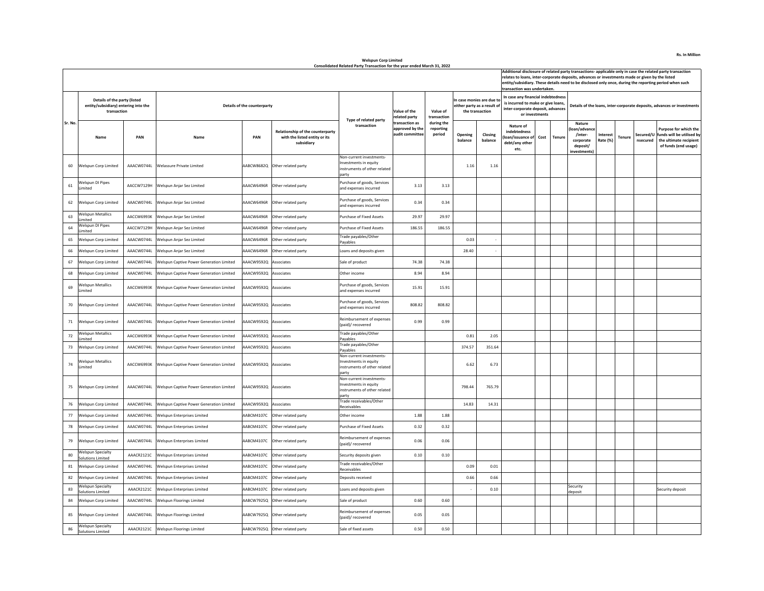Rs. In Million

**Welspun Corp Limited**

**Consolidated Related Party Transaction for the year ended March 31, 2022**

| Sr. No. | Details of the party (listed entity/subsidiary) entering into the transaction | | Details of the counterparty | | | Type of related party transaction | Value of the related party transaction as approved by the audit committee | Value of transaction during the reporting period | In case monies are due to either party as a result of the transaction | | Additional disclosure of related party transactions- applicable only in case the related party transaction relates to loans, inter-corporate deposits, advances or investments made or given by the listed entity/subsidiary. These details need to be disclosed only once, during the reporting period when such transaction was undertaken. In case any financial indebtedness is incurred to make or give loans, inter-corporate deposit, advances or investments | | | Details of the loans, inter-corporate deposits, advances or investments | | | | |
|---|---|---|---|---|---|---|---|---|---|---|---|---|---|---|---|---|---|---|
| | Name | PAN | Name | PAN | Relationship of the counterparty with the listed entity or its subsidiary | | | | Opening balance | Closing balance | Nature of indebtedness (loan/issuance of debt/any other etc. | Cost | Tenure | Nature (loan/advance /inter-corporate deposit/ investments) | Interest Rate (%) | Tenure | Secured/Unsecured | Purpose for which the funds will be utilised by the ultimate recipient of funds (end usage) |
| 60 | Welspun Corp Limited | AAACW0744L | Welassure Private Limited | AABCW8682Q | Other related party | Non-current investments-Investments in equity instruments of other related party | | | 1.16 | 1.16 | | | | | | | | |
| 61 | Welspun DI Pipes Limited | AACCW7129H | Welspun Anjar Sez Limited | AAACW6496R | Other related party | Purchase of goods, Services and expenses incurred | 3.13 | 3.13 | | | | | | | | | | |
| 62 | Welspun Corp Limited | AAACW0744L | Welspun Anjar Sez Limited | AAACW6496R | Other related party | Purchase of goods, Services and expenses incurred | 0.34 | 0.34 | | | | | | | | | | |
| 63 | Welspun Metallics Limited | AACCW6993K | Welspun Anjar Sez Limited | AAACW6496R | Other related party | Purchase of Fixed Assets | 29.97 | 29.97 | | | | | | | | | | |
| 64 | Welspun DI Pipes Limited | AACCW7129H | Welspun Anjar Sez Limited | AAACW6496R | Other related party | Purchase of Fixed Assets | 186.55 | 186.55 | | | | | | | | | | |
| 65 | Welspun Corp Limited | AAACW0744L | Welspun Anjar Sez Limited | AAACW6496R | Other related party | Trade payables/Other Payables | | | 0.03 | - | | | | | | | | |
| 66 | Welspun Corp Limited | AAACW0744L | Welspun Anjar Sez Limited | AAACW6496R | Other related party | Loans and deposits given | | | 28.40 | - | | | | | | | | |
| 67 | Welspun Corp Limited | AAACW0744L | Welspun Captive Power Generation Limited | AAACW9592Q | Associates | Sale of product | 74.38 | 74.38 | | | | | | | | | | |
| 68 | Welspun Corp Limited | AAACW0744L | Welspun Captive Power Generation Limited | AAACW9592Q | Associates | Other income | 8.94 | 8.94 | | | | | | | | | | |
| 69 | Welspun Metallics Limited | AACCW6993K | Welspun Captive Power Generation Limited | AAACW9592Q | Associates | Purchase of goods, Services and expenses incurred | 15.91 | 15.91 | | | | | | | | | | |
| 70 | Welspun Corp Limited | AAACW0744L | Welspun Captive Power Generation Limited | AAACW9592Q | Associates | Purchase of goods, Services and expenses incurred | 808.82 | 808.82 | | | | | | | | | | |
| 71 | Welspun Corp Limited | AAACW0744L | Welspun Captive Power Generation Limited | AAACW9592Q | Associates | Reimbursement of expenses (paid)/ recovered | 0.99 | 0.99 | | | | | | | | | | |
| 72 | Welspun Metallics Limited | AACCW6993K | Welspun Captive Power Generation Limited | AAACW9592Q | Associates | Trade payables/Other Payables | | | 0.81 | 2.05 | | | | | | | | |
| 73 | Welspun Corp Limited | AAACW0744L | Welspun Captive Power Generation Limited | AAACW9592Q | Associates | Trade payables/Other Payables | | | 374.57 | 351.64 | | | | | | | | |
| 74 | Welspun Metallics Limited | AACCW6993K | Welspun Captive Power Generation Limited | AAACW9592Q | Associates | Non-current investments-Investments in equity instruments of other related party | | | 6.62 | 6.73 | | | | | | | | |
| 75 | Welspun Corp Limited | AAACW0744L | Welspun Captive Power Generation Limited | AAACW9592Q | Associates | Non-current investments-Investments in equity instruments of other related party | | | 798.44 | 765.79 | | | | | | | | |
| 76 | Welspun Corp Limited | AAACW0744L | Welspun Captive Power Generation Limited | AAACW9592Q | Associates | Trade receivables/Other Receivables | | | 14.83 | 14.31 | | | | | | | | |
| 77 | Welspun Corp Limited | AAACW0744L | Welspun Enterprises Limited | AABCM4107C | Other related party | Other income | 1.88 | 1.88 | | | | | | | | | | |
| 78 | Welspun Corp Limited | AAACW0744L | Welspun Enterprises Limited | AABCM4107C | Other related party | Purchase of Fixed Assets | 0.32 | 0.32 | | | | | | | | | | |
| 79 | Welspun Corp Limited | AAACW0744L | Welspun Enterprises Limited | AABCM4107C | Other related party | Reimbursement of expenses (paid)/ recovered | 0.06 | 0.06 | | | | | | | | | | |
| 80 | Welspun Specialty Solutions Limited | AAACR2121C | Welspun Enterprises Limited | AABCM4107C | Other related party | Security deposits given | 0.10 | 0.10 | | | | | | | | | | |
| 81 | Welspun Corp Limited | AAACW0744L | Welspun Enterprises Limited | AABCM4107C | Other related party | Trade receivables/Other Receivables | | | 0.09 | 0.01 | | | | | | | | |
| 82 | Welspun Corp Limited | AAACW0744L | Welspun Enterprises Limited | AABCM4107C | Other related party | Deposits received | | | 0.66 | 0.66 | | | | | | | | |
| 83 | Welspun Specialty Solutions Limited | AAACR2121C | Welspun Enterprises Limited | AABCM4107C | Other related party | Loans and deposits given | | | - | 0.10 | | | | Security deposit | | | | Security deposit |
| 84 | Welspun Corp Limited | AAACW0744L | Welspun Floorings Limited | AABCW7925Q | Other related party | Sale of product | 0.60 | 0.60 | | | | | | | | | | |
| 85 | Welspun Corp Limited | AAACW0744L | Welspun Floorings Limited | AABCW7925Q | Other related party | Reimbursement of expenses (paid)/ recovered | 0.05 | 0.05 | | | | | | | | | | |
| 86 | Welspun Specialty Solutions Limited | AAACR2121C | Welspun Floorings Limited | AABCW7925Q | Other related party | Sale of fixed assets | 0.50 | 0.50 | | | | | | | | | | |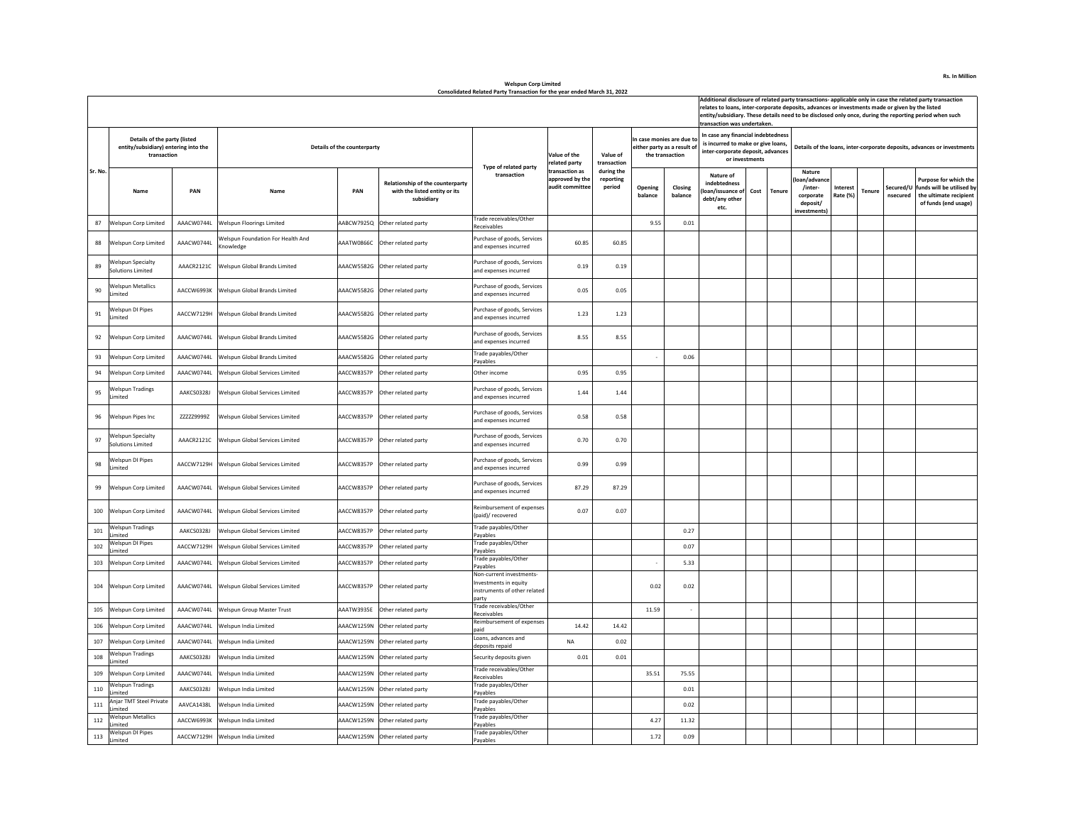Rs. In Million

**Welspun Corp Limited**
**Consolidated Related Party Transaction for the year ended March 31, 2022**

| Sr. No. | Details of the party (listed entity/subsidiary) entering into the transaction | | Details of the counterparty | | | Type of related party transaction | Value of the related party transaction as approved by the audit committee | Value of transaction during the reporting period | In case monies are due to either party as a result of the transaction | | Additional disclosure of related party transactions- applicable only in case the related party transaction relates to loans, inter-corporate deposits, advances or investments made or given by the listed entity/subsidiary. These details need to be disclosed only once, during the reporting period when such transaction was undertaken. In case any financial indebtedness is incurred to make or give loans, inter-corporate deposit, advances or investments | | | Details of the loans, inter-corporate deposits, advances or investments | | | | |
|---|---|---|---|---|---|---|---|---|---|---|---|---|---|---|---|---|---|---|
| | Name | PAN | Name | PAN | Relationship of the counterparty with the listed entity or its subsidiary | | | | Opening balance | Closing balance | Nature of indebtedness (loan/issuance of debt/any other etc. | Cost | Tenure | Nature (loan/advance /inter-corporate deposit/ investments) | Interest Rate (%) | Tenure | Secured/Unsecured | Purpose for which the funds will be utilised by the ultimate recipient of funds (end usage) |
| 87 | Welspun Corp Limited | AAACW0744L | Welspun Floorings Limited | AABCW7925Q | Other related party | Trade receivables/Other Receivables | | | 9.55 | 0.01 | | | | | | | | |
| 88 | Welspun Corp Limited | AAACW0744L | Welspun Foundation For Health And Knowledge | AAATW0866C | Other related party | Purchase of goods, Services and expenses incurred | 60.85 | 60.85 | | | | | | | | | | |
| 89 | Welspun Specialty Solutions Limited | AAACR2121C | Welspun Global Brands Limited | AAACW5582G | Other related party | Purchase of goods, Services and expenses incurred | 0.19 | 0.19 | | | | | | | | | | |
| 90 | Welspun Metallics Limited | AACCW6993K | Welspun Global Brands Limited | AAACW5582G | Other related party | Purchase of goods, Services and expenses incurred | 0.05 | 0.05 | | | | | | | | | | |
| 91 | Welspun DI Pipes Limited | AACCW7129H | Welspun Global Brands Limited | AAACW5582G | Other related party | Purchase of goods, Services and expenses incurred | 1.23 | 1.23 | | | | | | | | | | |
| 92 | Welspun Corp Limited | AAACW0744L | Welspun Global Brands Limited | AAACW5582G | Other related party | Purchase of goods, Services and expenses incurred | 8.55 | 8.55 | | | | | | | | | | |
| 93 | Welspun Corp Limited | AAACW0744L | Welspun Global Brands Limited | AAACW5582G | Other related party | Trade payables/Other Payables | | | - | 0.06 | | | | | | | | |
| 94 | Welspun Corp Limited | AAACW0744L | Welspun Global Services Limited | AACCW8357P | Other related party | Other income | 0.95 | 0.95 | | | | | | | | | | |
| 95 | Welspun Tradings Limited | AAKCS0328J | Welspun Global Services Limited | AACCW8357P | Other related party | Purchase of goods, Services and expenses incurred | 1.44 | 1.44 | | | | | | | | | | |
| 96 | Welspun Pipes Inc | ZZZZZ9999Z | Welspun Global Services Limited | AACCW8357P | Other related party | Purchase of goods, Services and expenses incurred | 0.58 | 0.58 | | | | | | | | | | |
| 97 | Welspun Specialty Solutions Limited | AAACR2121C | Welspun Global Services Limited | AACCW8357P | Other related party | Purchase of goods, Services and expenses incurred | 0.70 | 0.70 | | | | | | | | | | |
| 98 | Welspun DI Pipes Limited | AACCW7129H | Welspun Global Services Limited | AACCW8357P | Other related party | Purchase of goods, Services and expenses incurred | 0.99 | 0.99 | | | | | | | | | | |
| 99 | Welspun Corp Limited | AAACW0744L | Welspun Global Services Limited | AACCW8357P | Other related party | Purchase of goods, Services and expenses incurred | 87.29 | 87.29 | | | | | | | | | | |
| 100 | Welspun Corp Limited | AAACW0744L | Welspun Global Services Limited | AACCW8357P | Other related party | Reimbursement of expenses (paid)/ recovered | 0.07 | 0.07 | | | | | | | | | | |
| 101 | Welspun Tradings Limited | AAKCS0328J | Welspun Global Services Limited | AACCW8357P | Other related party | Trade payables/Other Payables | | | | 0.27 | | | | | | | | |
| 102 | Welspun DI Pipes Limited | AACCW7129H | Welspun Global Services Limited | AACCW8357P | Other related party | Trade payables/Other Payables | | | | 0.07 | | | | | | | | |
| 103 | Welspun Corp Limited | AAACW0744L | Welspun Global Services Limited | AACCW8357P | Other related party | Trade payables/Other Payables | | | - | 5.33 | | | | | | | | |
| 104 | Welspun Corp Limited | AAACW0744L | Welspun Global Services Limited | AACCW8357P | Other related party | Non-current investments- Investments in equity instruments of other related party | | | 0.02 | 0.02 | | | | | | | | |
| 105 | Welspun Corp Limited | AAACW0744L | Welspun Group Master Trust | AAATW3935E | Other related party | Trade receivables/Other Receivables | | | 11.59 | - | | | | | | | | |
| 106 | Welspun Corp Limited | AAACW0744L | Welspun India Limited | AAACW1259N | Other related party | Reimbursement of expenses paid | 14.42 | 14.42 | | | | | | | | | | |
| 107 | Welspun Corp Limited | AAACW0744L | Welspun India Limited | AAACW1259N | Other related party | Loans, advances and deposits repaid | NA | 0.02 | | | | | | | | | | |
| 108 | Welspun Tradings Limited | AAKCS0328J | Welspun India Limited | AAACW1259N | Other related party | Security deposits given | 0.01 | 0.01 | | | | | | | | | | |
| 109 | Welspun Corp Limited | AAACW0744L | Welspun India Limited | AAACW1259N | Other related party | Trade receivables/Other Receivables | | | 35.51 | 75.55 | | | | | | | | |
| 110 | Welspun Tradings Limited | AAKCS0328J | Welspun India Limited | AAACW1259N | Other related party | Trade payables/Other Payables | | | | 0.01 | | | | | | | | |
| 111 | Anjar TMT Steel Private Limited | AAVCA1438L | Welspun India Limited | AAACW1259N | Other related party | Trade payables/Other Payables | | | | 0.02 | | | | | | | | |
| 112 | Welspun Metallics Limited | AACCW6993K | Welspun India Limited | AAACW1259N | Other related party | Trade payables/Other Payables | | | 4.27 | 11.32 | | | | | | | | |
| 113 | Welspun DI Pipes Limited | AACCW7129H | Welspun India Limited | AAACW1259N | Other related party | Trade payables/Other Payables | | | 1.72 | 0.09 | | | | | | | | |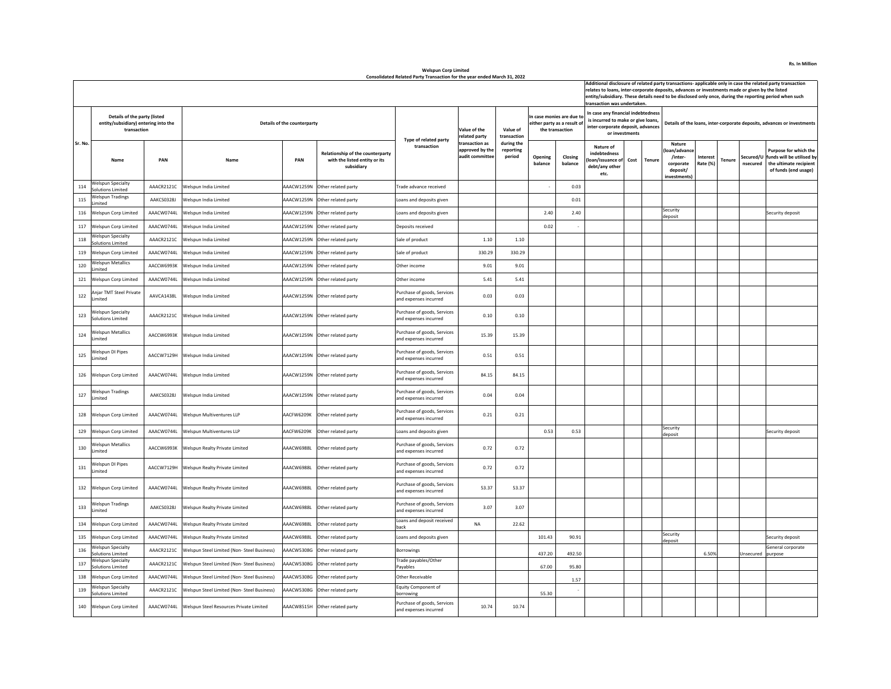Rs. In Million

**Welspun Corp Limited**
**Consolidated Related Party Transaction for the year ended March 31, 2022**

| Sr. No. | Details of the party (listed entity/subsidiary) entering into the transaction | | Details of the counterparty | | | Type of related party transaction | Value of the related party transaction as approved by the audit committee | Value of transaction during the reporting period | In case monies are due to either party as a result of the transaction | | Additional disclosure of related party transactions- applicable only in case the related party transaction relates to loans, inter-corporate deposits, advances or investments made or given by the listed entity/subsidiary. These details need to be disclosed only once, during the reporting period when such transaction was undertaken. In case any financial indebtedness is incurred to make or give loans, inter-corporate deposit, advances or investments | | | Details of the loans, inter-corporate deposits, advances or investments | | | | |
|---|---|---|---|---|---|---|---|---|---|---|---|---|---|---|---|---|---|---|
| | Name | PAN | Name | PAN | Relationship of the counterparty with the listed entity or its subsidiary | | | | Opening balance | Closing balance | Nature of indebtedness (loan/issuance of debt/any other etc. | Cost | Tenure | Nature (loan/advance/inter-corporate deposit/investments) | Interest Rate (%) | Tenure | Secured/Unsecured | Purpose for which the funds will be utilised by the ultimate recipient of funds (end usage) |
| 114 | Welspun Specialty Solutions Limited | AAACR2121C | Welspun India Limited | AAACW1259N | Other related party | Trade advance received | | | - | 0.03 | | | | | | | | |
| 115 | Welspun Tradings Limited | AAKCS0328J | Welspun India Limited | AAACW1259N | Other related party | Loans and deposits given | | | | 0.01 | | | | | | | | |
| 116 | Welspun Corp Limited | AAACW0744L | Welspun India Limited | AAACW1259N | Other related party | Loans and deposits given | | | 2.40 | 2.40 | | | | Security deposit | | | | Security deposit |
| 117 | Welspun Corp Limited | AAACW0744L | Welspun India Limited | AAACW1259N | Other related party | Deposits received | | | 0.02 | - | | | | | | | | |
| 118 | Welspun Specialty Solutions Limited | AAACR2121C | Welspun India Limited | AAACW1259N | Other related party | Sale of product | 1.10 | 1.10 | | | | | | | | | | |
| 119 | Welspun Corp Limited | AAACW0744L | Welspun India Limited | AAACW1259N | Other related party | Sale of product | 330.29 | 330.29 | | | | | | | | | | |
| 120 | Welspun Metallics Limited | AACCW6993K | Welspun India Limited | AAACW1259N | Other related party | Other income | 9.01 | 9.01 | | | | | | | | | | |
| 121 | Welspun Corp Limited | AAACW0744L | Welspun India Limited | AAACW1259N | Other related party | Other income | 5.41 | 5.41 | | | | | | | | | | |
| 122 | Anjar TMT Steel Private Limited | AAVCA1438L | Welspun India Limited | AAACW1259N | Other related party | Purchase of goods, Services and expenses incurred | 0.03 | 0.03 | | | | | | | | | | |
| 123 | Welspun Specialty Solutions Limited | AAACR2121C | Welspun India Limited | AAACW1259N | Other related party | Purchase of goods, Services and expenses incurred | 0.10 | 0.10 | | | | | | | | | | |
| 124 | Welspun Metallics Limited | AACCW6993K | Welspun India Limited | AAACW1259N | Other related party | Purchase of goods, Services and expenses incurred | 15.39 | 15.39 | | | | | | | | | | |
| 125 | Welspun DI Pipes Limited | AACCW7129H | Welspun India Limited | AAACW1259N | Other related party | Purchase of goods, Services and expenses incurred | 0.51 | 0.51 | | | | | | | | | | |
| 126 | Welspun Corp Limited | AAACW0744L | Welspun India Limited | AAACW1259N | Other related party | Purchase of goods, Services and expenses incurred | 84.15 | 84.15 | | | | | | | | | | |
| 127 | Welspun Tradings Limited | AAKCS0328J | Welspun India Limited | AAACW1259N | Other related party | Purchase of goods, Services and expenses incurred | 0.04 | 0.04 | | | | | | | | | | |
| 128 | Welspun Corp Limited | AAACW0744L | Welspun Multiventures LLP | AACFW6209K | Other related party | Purchase of goods, Services and expenses incurred | 0.21 | 0.21 | | | | | | | | | | |
| 129 | Welspun Corp Limited | AAACW0744L | Welspun Multiventures LLP | AACFW6209K | Other related party | Loans and deposits given | | | 0.53 | 0.53 | | | | Security deposit | | | | Security deposit |
| 130 | Welspun Metallics Limited | AACCW6993K | Welspun Realty Private Limited | AAACW6988L | Other related party | Purchase of goods, Services and expenses incurred | 0.72 | 0.72 | | | | | | | | | | |
| 131 | Welspun DI Pipes Limited | AACCW7129H | Welspun Realty Private Limited | AAACW6988L | Other related party | Purchase of goods, Services and expenses incurred | 0.72 | 0.72 | | | | | | | | | | |
| 132 | Welspun Corp Limited | AAACW0744L | Welspun Realty Private Limited | AAACW6988L | Other related party | Purchase of goods, Services and expenses incurred | 53.37 | 53.37 | | | | | | | | | | |
| 133 | Welspun Tradings Limited | AAKCS0328J | Welspun Realty Private Limited | AAACW6988L | Other related party | Purchase of goods, Services and expenses incurred | 3.07 | 3.07 | | | | | | | | | | |
| 134 | Welspun Corp Limited | AAACW0744L | Welspun Realty Private Limited | AAACW6988L | Other related party | Loans and deposit received back | NA | 22.62 | | | | | | | | | | |
| 135 | Welspun Corp Limited | AAACW0744L | Welspun Realty Private Limited | AAACW6988L | Other related party | Loans and deposits given | | | 101.43 | 90.91 | | | | Security deposit | | | | Security deposit |
| 136 | Welspun Specialty Solutions Limited | AAACR2121C | Welspun Steel Limited (Non- Steel Business) | AAACW5308G | Other related party | Borrowings | | | 437.20 | 492.50 | | | | | 6.50% | | Unsecured | General corporate purpose |
| 137 | Welspun Specialty Solutions Limited | AAACR2121C | Welspun Steel Limited (Non- Steel Business) | AAACW5308G | Other related party | Trade payables/Other Payables | | | 67.00 | 95.80 | | | | | | | | |
| 138 | Welspun Corp Limited | AAACW0744L | Welspun Steel Limited (Non- Steel Business) | AAACW5308G | Other related party | Other Receivable | | | | 1.57 | | | | | | | | |
| 139 | Welspun Specialty Solutions Limited | AAACR2121C | Welspun Steel Limited (Non- Steel Business) | AAACW5308G | Other related party | Equity Component of borrowing | | | 55.30 | - | | | | | | | | |
| 140 | Welspun Corp Limited | AAACW0744L | Welspun Steel Resources Private Limited | AAACW8515H | Other related party | Purchase of goods, Services and expenses incurred | 10.74 | 10.74 | | | | | | | | | | |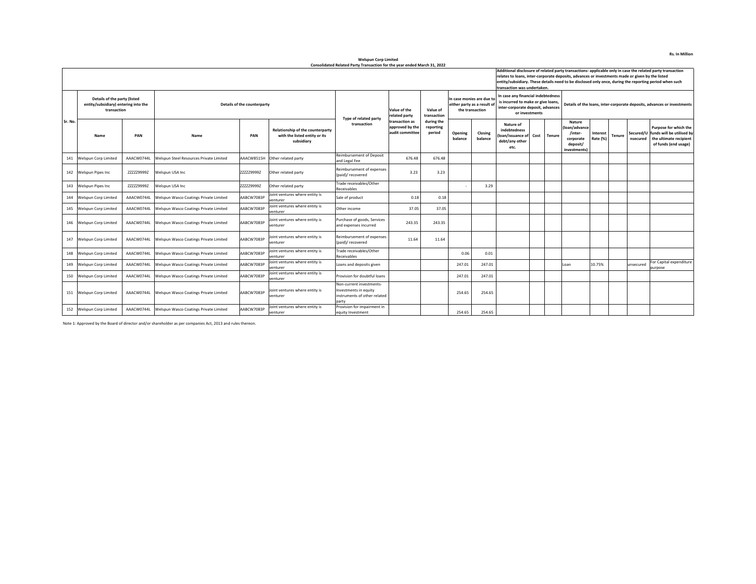Rs. In Million

# Welspun Corp Limited

## Consolidated Related Party Transaction for the year ended March 31, 2022

| Sr. No. | Details of the party (listed entity/subsidiary) entering into the transaction | | Details of the counterparty | | | Type of related party transaction | Value of the related party transaction as approved by the audit committee | Value of transaction during the reporting period | In case monies are due to either party as a result of the transaction | | Additional disclosure of related party transactions- applicable only in case the related party transaction relates to loans, inter-corporate deposits, advances or investments made or given by the listed entity/subsidiary. These details need to be disclosed only once, during the reporting period when such transaction was undertaken. In case any financial indebtedness is incurred to make or give loans, inter-corporate deposit, advances or investments | | | Details of the loans, inter-corporate deposits, advances or investments | | | | |
|---|---|---|---|---|---|---|---|---|---|---|---|---|---|---|---|---|---|---|
| | Name | PAN | Name | PAN | Relationship of the counterparty with the listed entity or its subsidiary | | | | Opening balance | Closing balance | Nature of indebtedness (loan/issuance of debt/any other etc. | Cost | Tenure | Nature (loan/advance /inter-corporate deposit/ investments) | Interest Rate (%) | Tenure | Secured/Unsecured | Purpose for which the funds will be utilised by the ultimate recipient of funds (end usage) |
| 141 | Welspun Corp Limited | AAACW0744L | Welspun Steel Resources Private Limited | AAACW8515H | Other related party | Reimbursement of Deposit and Legal Fee | 676.48 | 676.48 | | | | | | | | | | |
| 142 | Welspun Pipes Inc | ZZZZZ9999Z | Welspun USA Inc | ZZZZZ9999Z | Other related party | Reimbursement of expenses (paid)/ recovered | 3.23 | 3.23 | | | | | | | | | | |
| 143 | Welspun Pipes Inc | ZZZZZ9999Z | Welspun USA Inc | ZZZZZ9999Z | Other related party | Trade receivables/Other Receivables | | | - | 3.29 | | | | | | | | |
| 144 | Welspun Corp Limited | AAACW0744L | Welspun Wasco Coatings Private Limited | AABCW7083P | Joint ventures where entity is venturer | Sale of product | 0.18 | 0.18 | | | | | | | | | | |
| 145 | Welspun Corp Limited | AAACW0744L | Welspun Wasco Coatings Private Limited | AABCW7083P | Joint ventures where entity is venturer | Other income | 37.05 | 37.05 | | | | | | | | | | |
| 146 | Welspun Corp Limited | AAACW0744L | Welspun Wasco Coatings Private Limited | AABCW7083P | Joint ventures where entity is venturer | Purchase of goods, Services and expenses incurred | 243.35 | 243.35 | | | | | | | | | | |
| 147 | Welspun Corp Limited | AAACW0744L | Welspun Wasco Coatings Private Limited | AABCW7083P | Joint ventures where entity is venturer | Reimbursement of expenses (paid)/ recovered | 11.64 | 11.64 | | | | | | | | | | |
| 148 | Welspun Corp Limited | AAACW0744L | Welspun Wasco Coatings Private Limited | AABCW7083P | Joint ventures where entity is venturer | Trade receivables/Other Receivables | | | 0.06 | 0.01 | | | | | | | | |
| 149 | Welspun Corp Limited | AAACW0744L | Welspun Wasco Coatings Private Limited | AABCW7083P | Joint ventures where entity is venturer | Loans and deposits given | | | 247.01 | 247.01 | | | | Loan | 10.75% | | unsecured | For Capital expenditure purpose |
| 150 | Welspun Corp Limited | AAACW0744L | Welspun Wasco Coatings Private Limited | AABCW7083P | Joint ventures where entity is venturer | Provision for doubtful loans | | | 247.01 | 247.01 | | | | | | | | |
| 151 | Welspun Corp Limited | AAACW0744L | Welspun Wasco Coatings Private Limited | AABCW7083P | Joint ventures where entity is venturer | Non-current investments-Investments in equity instruments of other related party | | | 254.65 | 254.65 | | | | | | | | |
| 152 | Welspun Corp Limited | AAACW0744L | Welspun Wasco Coatings Private Limited | AABCW7083P | Joint ventures where entity is venturer | Provision for impairment in equity Investment | | | 254.65 | 254.65 | | | | | | | | |

Note 1: Approved by the Board of director and/or shareholder as per companies Act, 2013 and rules thereon.